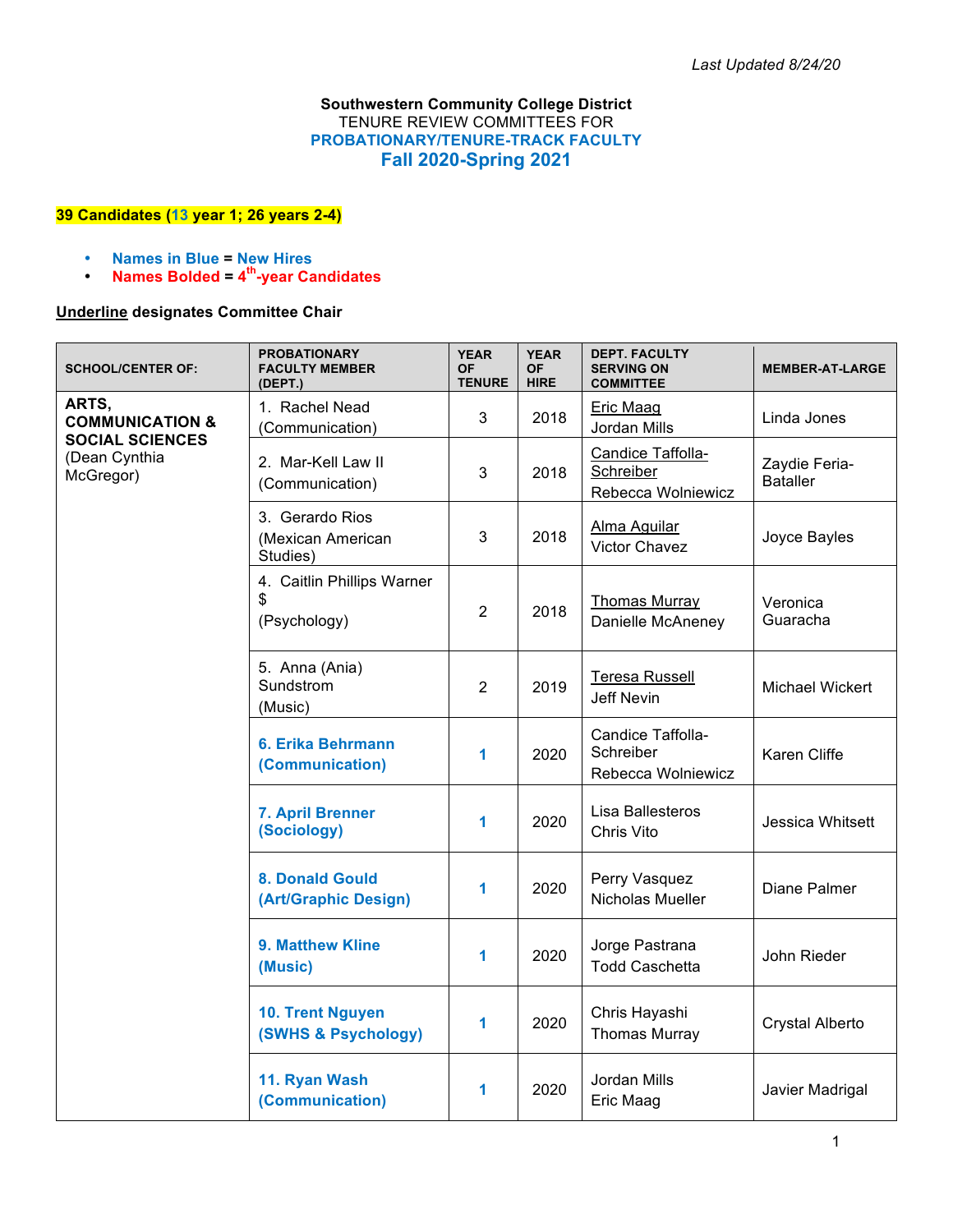*Last Updated 8/24/20*

**Southwestern Community College District**
TENURE REVIEW COMMITTEES FOR
**PROBATIONARY/TENURE-TRACK FACULTY**
**Fall 2020-Spring 2021**

**39 Candidates (13 year 1; 26 years 2-4)**

- **Names in Blue = New Hires**
- **Names Bolded = 4th-year Candidates**

**Underline designates Committee Chair**

| SCHOOL/CENTER OF: | PROBATIONARY FACULTY MEMBER (DEPT.) | YEAR OF TENURE | YEAR OF HIRE | DEPT. FACULTY SERVING ON COMMITTEE | MEMBER-AT-LARGE |
|---|---|---|---|---|---|
| **ARTS, COMMUNICATION & SOCIAL SCIENCES** (Dean Cynthia McGregor) | 1. Rachel Nead (Communication) | 3 | 2018 | <u>Eric Maag</u><br>Jordan Mills | Linda Jones |
| | 2. Mar-Kell Law II (Communication) | 3 | 2018 | <u>Candice Taffolla-Schreiber</u><br>Rebecca Wolniewicz | Zaydie Feria-Bataller |
| | 3. Gerardo Rios (Mexican American Studies) | 3 | 2018 | <u>Alma Aguilar</u><br>Victor Chavez | Joyce Bayles |
| | 4. Caitlin Phillips Warner $ (Psychology) | 2 | 2018 | <u>Thomas Murray</u><br>Danielle McAneney | Veronica Guaracha |
| | 5. Anna (Ania) Sundstrom (Music) | 2 | 2019 | <u>Teresa Russell</u><br>Jeff Nevin | Michael Wickert |
| | **6. Erika Behrmann (Communication)** | **1** | 2020 | Candice Taffolla-Schreiber<br>Rebecca Wolniewicz | Karen Cliffe |
| | **7. April Brenner (Sociology)** | **1** | 2020 | Lisa Ballesteros<br>Chris Vito | Jessica Whitsett |
| | **8. Donald Gould (Art/Graphic Design)** | **1** | 2020 | Perry Vasquez<br>Nicholas Mueller | Diane Palmer |
| | **9. Matthew Kline (Music)** | **1** | 2020 | Jorge Pastrana<br>Todd Caschetta | John Rieder |
| | **10. Trent Nguyen (SWHS & Psychology)** | **1** | 2020 | Chris Hayashi<br>Thomas Murray | Crystal Alberto |
| | **11. Ryan Wash (Communication)** | **1** | 2020 | Jordan Mills<br>Eric Maag | Javier Madrigal |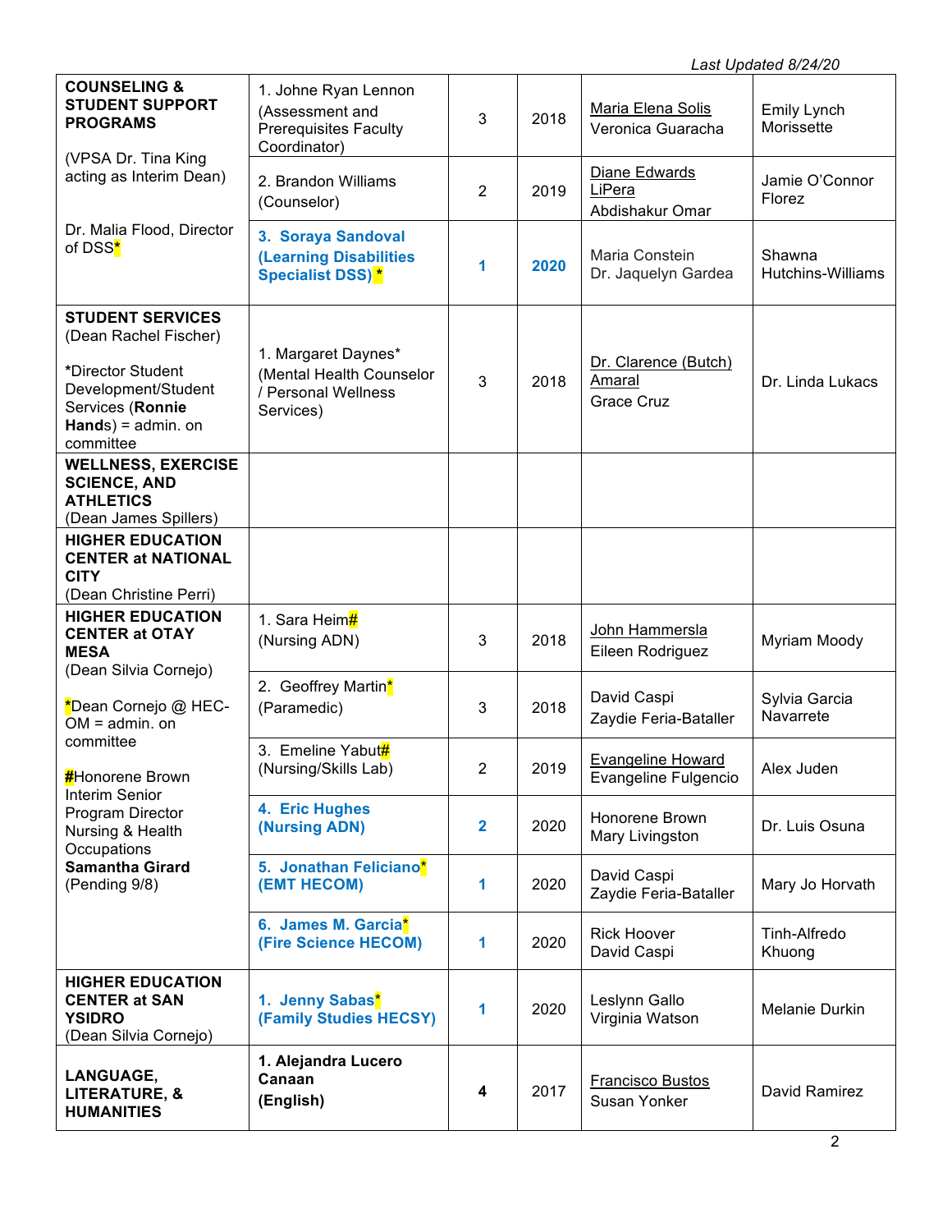*Last Updated 8/24/20*

| | | | | | |
|---|---|---|---|---|---|
| **COUNSELING & STUDENT SUPPORT PROGRAMS**<br><br>(VPSA Dr. Tina King acting as Interim Dean)<br><br>Dr. Malia Flood, Director of DSS* | 1. Johne Ryan Lennon (Assessment and Prerequisites Faculty Coordinator) | 3 | 2018 | Maria Elena Solis<br>Veronica Guaracha | Emily Lynch Morissette |
| | 2. Brandon Williams (Counselor) | 2 | 2019 | Diane Edwards LiPera<br>Abdishakur Omar | Jamie O'Connor Florez |
| | **3. Soraya Sandoval (Learning Disabilities Specialist DSS)*** | **1** | **2020** | Maria Constein<br>Dr. Jaquelyn Gardea | Shawna Hutchins-Williams |
| **STUDENT SERVICES** (Dean Rachel Fischer)<br><br>*Director Student Development/Student Services (**Ronnie Hands**) = admin. on committee | 1. Margaret Daynes* (Mental Health Counselor / Personal Wellness Services) | 3 | 2018 | Dr. Clarence (Butch) Amaral<br>Grace Cruz | Dr. Linda Lukacs |
| **WELLNESS, EXERCISE SCIENCE, AND ATHLETICS** (Dean James Spillers) | | | | | |
| **HIGHER EDUCATION CENTER at NATIONAL CITY** (Dean Christine Perri) | | | | | |
| **HIGHER EDUCATION CENTER at OTAY MESA** (Dean Silvia Cornejo)<br><br>*Dean Cornejo @ HEC-OM = admin. on committee<br><br>#Honorene Brown Interim Senior Program Director Nursing & Health Occupations **Samantha Girard** (Pending 9/8) | 1. Sara Heim# (Nursing ADN) | 3 | 2018 | John Hammersla<br>Eileen Rodriguez | Myriam Moody |
| | 2. Geoffrey Martin* (Paramedic) | 3 | 2018 | David Caspi<br>Zaydie Feria-Bataller | Sylvia Garcia Navarrete |
| | 3. Emeline Yabut# (Nursing/Skills Lab) | 2 | 2019 | Evangeline Howard<br>Evangeline Fulgencio | Alex Juden |
| | **4. Eric Hughes (Nursing ADN)** | **2** | 2020 | Honorene Brown<br>Mary Livingston | Dr. Luis Osuna |
| | **5. Jonathan Feliciano* (EMT HECOM)** | **1** | 2020 | David Caspi<br>Zaydie Feria-Bataller | Mary Jo Horvath |
| | **6. James M. Garcia* (Fire Science HECOM)** | **1** | 2020 | Rick Hoover<br>David Caspi | Tinh-Alfredo Khuong |
| **HIGHER EDUCATION CENTER at SAN YSIDRO** (Dean Silvia Cornejo) | **1. Jenny Sabas* (Family Studies HECSY)** | **1** | 2020 | Leslynn Gallo<br>Virginia Watson | Melanie Durkin |
| **LANGUAGE, LITERATURE, & HUMANITIES** | **1. Alejandra Lucero Canaan (English)** | **4** | 2017 | Francisco Bustos<br>Susan Yonker | David Ramirez |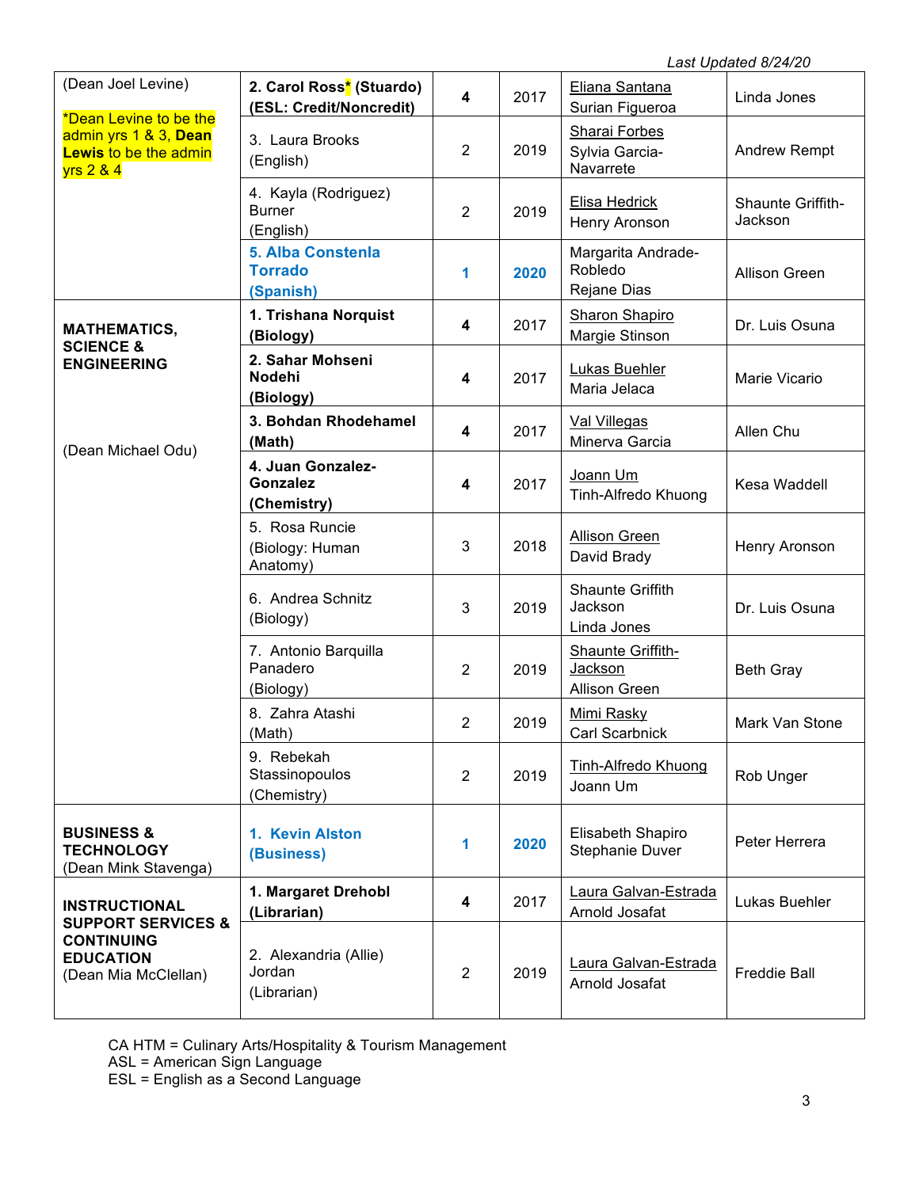*Last Updated 8/24/20*

| | | | | | |
|---|---|---|---|---|---|
| (Dean Joel Levine)<br><br>*Dean Levine to be the admin yrs 1 & 3, **Dean Lewis** to be the admin yrs 2 & 4 | **2. Carol Ross* (Stuardo) (ESL: Credit/Noncredit)** | **4** | 2017 | <u>Eliana Santana</u><br>Surian Figueroa | Linda Jones |
| | 3. Laura Brooks (English) | 2 | 2019 | <u>Sharai Forbes</u><br>Sylvia Garcia-Navarrete | Andrew Rempt |
| | 4. Kayla (Rodriguez) Burner (English) | 2 | 2019 | <u>Elisa Hedrick</u><br>Henry Aronson | Shaunte Griffith-Jackson |
| | **5. Alba Constenla Torrado (Spanish)** | **1** | **2020** | Margarita Andrade-Robledo<br>Rejane Dias | Allison Green |
| **MATHEMATICS, SCIENCE & ENGINEERING**<br><br>(Dean Michael Odu) | **1. Trishana Norquist (Biology)** | **4** | 2017 | <u>Sharon Shapiro</u><br>Margie Stinson | Dr. Luis Osuna |
| | **2. Sahar Mohseni Nodehi (Biology)** | **4** | 2017 | <u>Lukas Buehler</u><br>Maria Jelaca | Marie Vicario |
| | **3. Bohdan Rhodehamel (Math)** | **4** | 2017 | <u>Val Villegas</u><br>Minerva Garcia | Allen Chu |
| | **4. Juan Gonzalez-Gonzalez (Chemistry)** | **4** | 2017 | <u>Joann Um</u><br>Tinh-Alfredo Khuong | Kesa Waddell |
| | 5. Rosa Runcie (Biology: Human Anatomy) | 3 | 2018 | <u>Allison Green</u><br>David Brady | Henry Aronson |
| | 6. Andrea Schnitz (Biology) | 3 | 2019 | Shaunte Griffith Jackson<br>Linda Jones | Dr. Luis Osuna |
| | 7. Antonio Barquilla Panadero (Biology) | 2 | 2019 | <u>Shaunte Griffith-Jackson</u><br>Allison Green | Beth Gray |
| | 8. Zahra Atashi (Math) | 2 | 2019 | <u>Mimi Rasky</u><br>Carl Scarbnick | Mark Van Stone |
| | 9. Rebekah Stassinopoulos (Chemistry) | 2 | 2019 | <u>Tinh-Alfredo Khuong</u><br>Joann Um | Rob Unger |
| **BUSINESS & TECHNOLOGY**<br>(Dean Mink Stavenga) | **1. Kevin Alston (Business)** | **1** | **2020** | Elisabeth Shapiro<br>Stephanie Duver | Peter Herrera |
| **INSTRUCTIONAL SUPPORT SERVICES & CONTINUING EDUCATION**<br>(Dean Mia McClellan) | **1. Margaret Drehobl (Librarian)** | **4** | 2017 | <u>Laura Galvan-Estrada</u><br>Arnold Josafat | Lukas Buehler |
| | 2. Alexandria (Allie) Jordan (Librarian) | 2 | 2019 | <u>Laura Galvan-Estrada</u><br>Arnold Josafat | Freddie Ball |

CA HTM = Culinary Arts/Hospitality & Tourism Management
ASL = American Sign Language
ESL = English as a Second Language